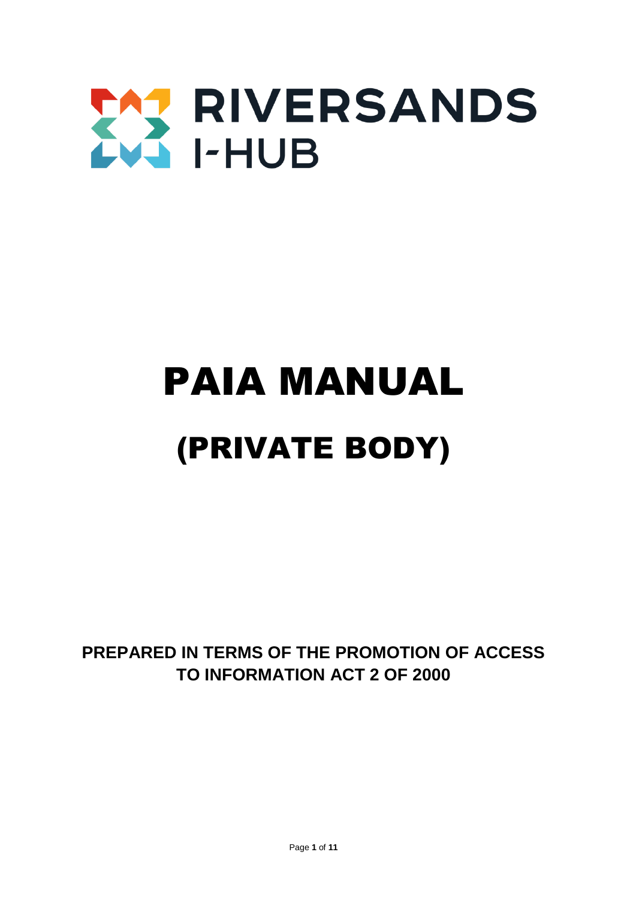RIVERSANDS I-HUB

# PAIA MANUAL

## (PRIVATE BODY)

**PREPARED IN TERMS OF THE PROMOTION OF ACCESS TO INFORMATION ACT 2 OF 2000**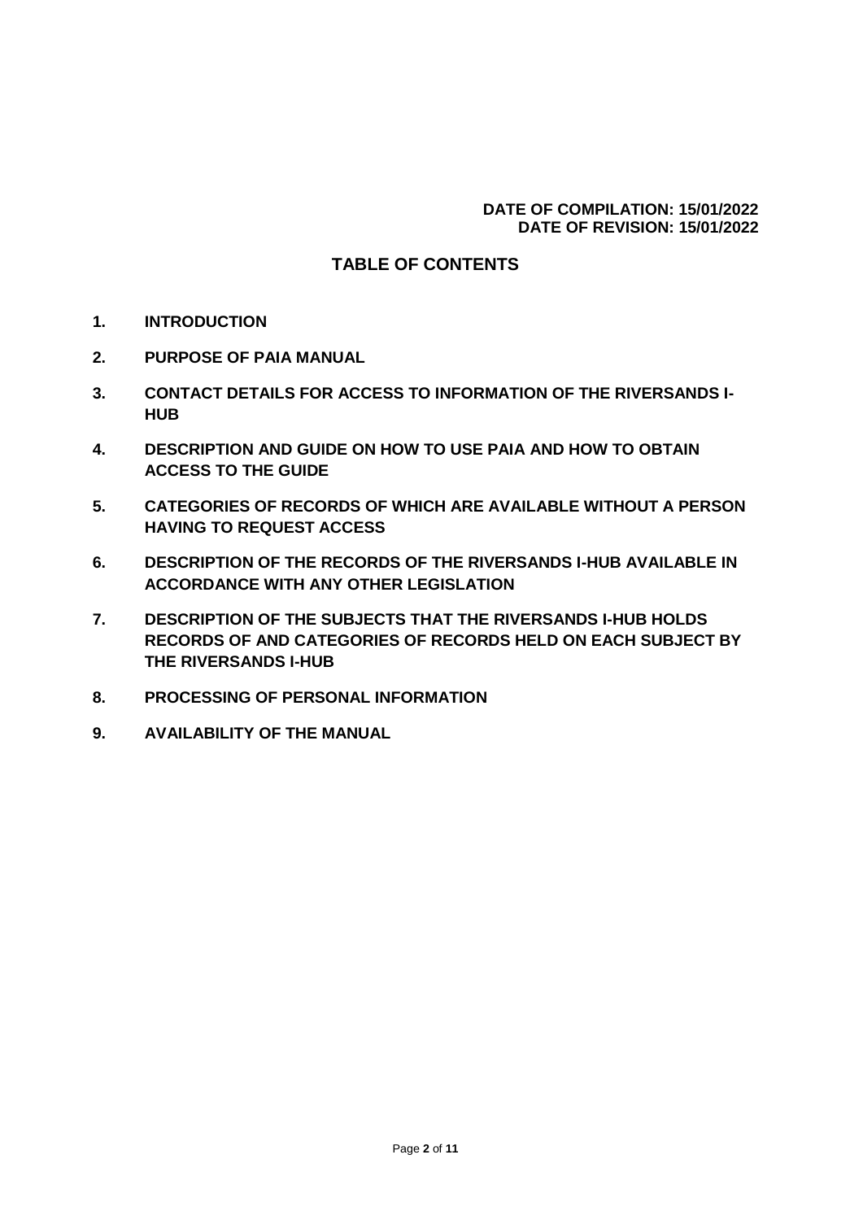**DATE OF COMPILATION: 15/01/2022**
**DATE OF REVISION: 15/01/2022**

## TABLE OF CONTENTS

1. **INTRODUCTION**
2. **PURPOSE OF PAIA MANUAL**
3. **CONTACT DETAILS FOR ACCESS TO INFORMATION OF THE RIVERSANDS I-HUB**
4. **DESCRIPTION AND GUIDE ON HOW TO USE PAIA AND HOW TO OBTAIN ACCESS TO THE GUIDE**
5. **CATEGORIES OF RECORDS OF WHICH ARE AVAILABLE WITHOUT A PERSON HAVING TO REQUEST ACCESS**
6. **DESCRIPTION OF THE RECORDS OF THE RIVERSANDS I-HUB AVAILABLE IN ACCORDANCE WITH ANY OTHER LEGISLATION**
7. **DESCRIPTION OF THE SUBJECTS THAT THE RIVERSANDS I-HUB HOLDS RECORDS OF AND CATEGORIES OF RECORDS HELD ON EACH SUBJECT BY THE RIVERSANDS I-HUB**
8. **PROCESSING OF PERSONAL INFORMATION**
9. **AVAILABILITY OF THE MANUAL**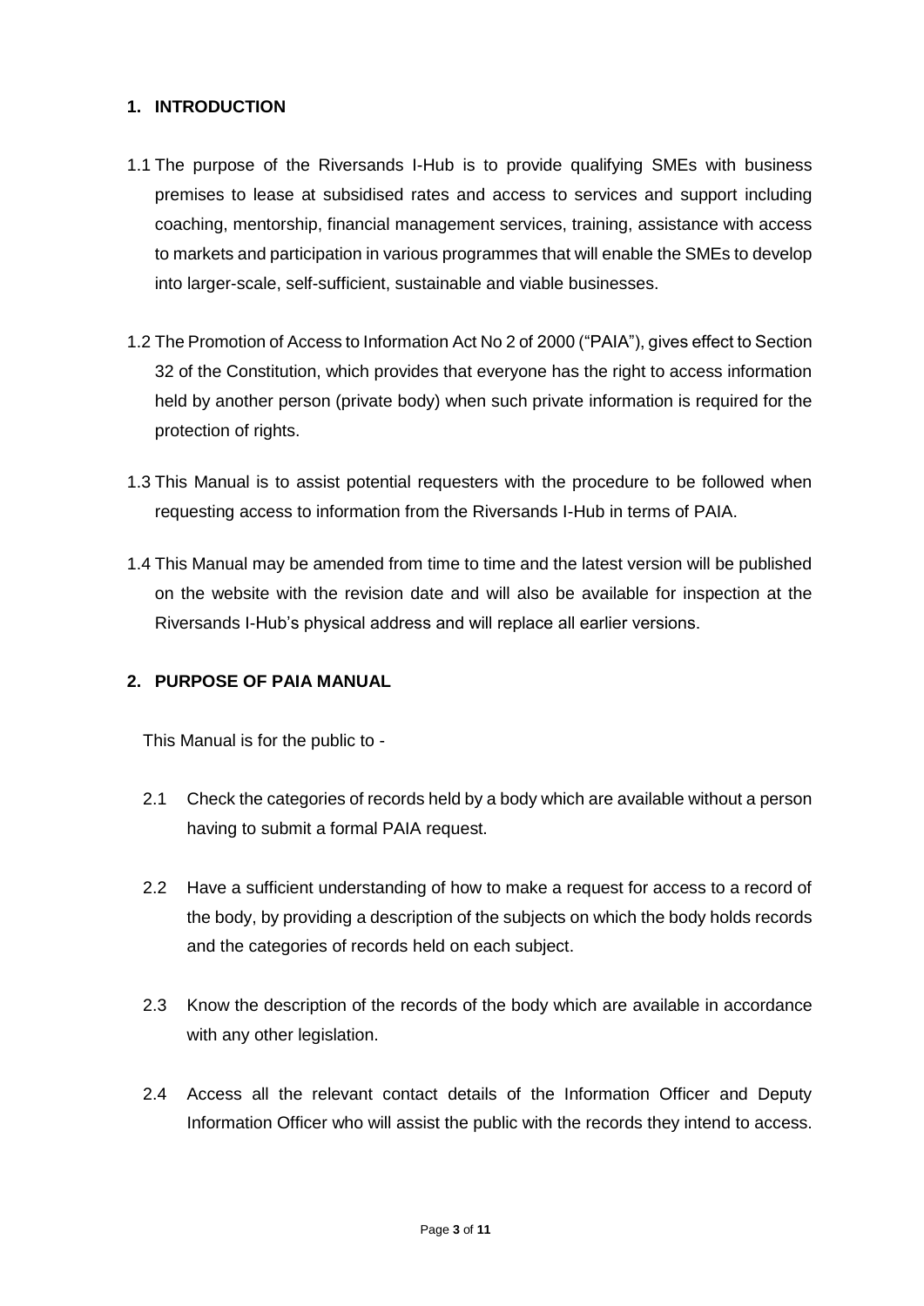## 1. INTRODUCTION

1.1 The purpose of the Riversands I-Hub is to provide qualifying SMEs with business premises to lease at subsidised rates and access to services and support including coaching, mentorship, financial management services, training, assistance with access to markets and participation in various programmes that will enable the SMEs to develop into larger-scale, self-sufficient, sustainable and viable businesses.

1.2 The Promotion of Access to Information Act No 2 of 2000 ("PAIA"), gives effect to Section 32 of the Constitution, which provides that everyone has the right to access information held by another person (private body) when such private information is required for the protection of rights.

1.3 This Manual is to assist potential requesters with the procedure to be followed when requesting access to information from the Riversands I-Hub in terms of PAIA.

1.4 This Manual may be amended from time to time and the latest version will be published on the website with the revision date and will also be available for inspection at the Riversands I-Hub's physical address and will replace all earlier versions.

## 2. PURPOSE OF PAIA MANUAL

This Manual is for the public to -

2.1 Check the categories of records held by a body which are available without a person having to submit a formal PAIA request.

2.2 Have a sufficient understanding of how to make a request for access to a record of the body, by providing a description of the subjects on which the body holds records and the categories of records held on each subject.

2.3 Know the description of the records of the body which are available in accordance with any other legislation.

2.4 Access all the relevant contact details of the Information Officer and Deputy Information Officer who will assist the public with the records they intend to access.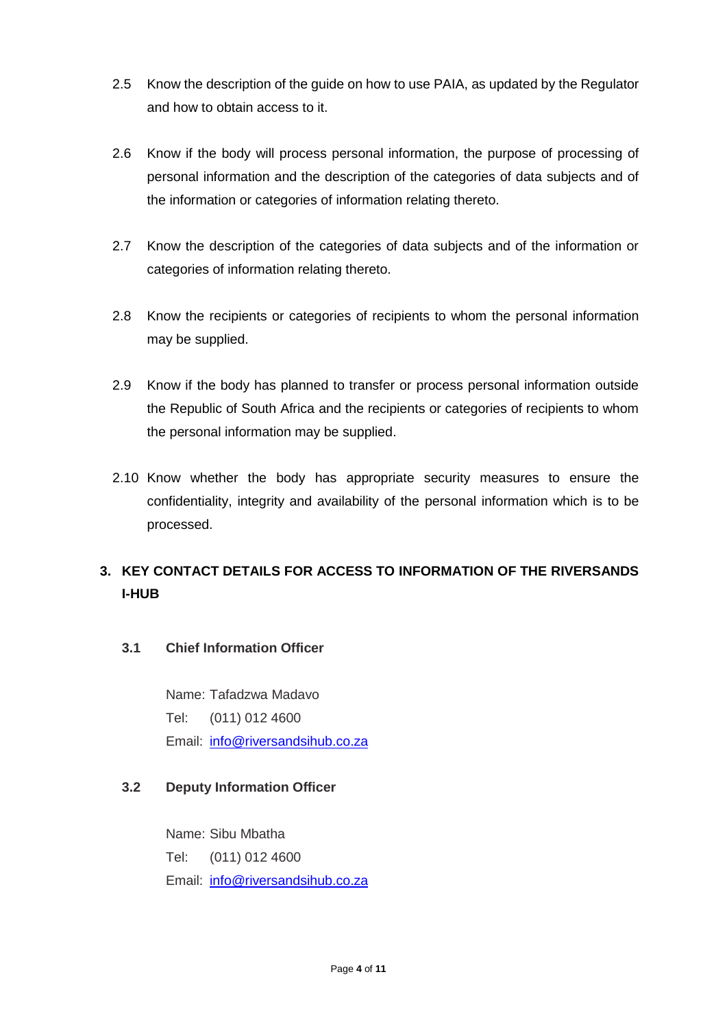2.5 Know the description of the guide on how to use PAIA, as updated by the Regulator and how to obtain access to it.

2.6 Know if the body will process personal information, the purpose of processing of personal information and the description of the categories of data subjects and of the information or categories of information relating thereto.

2.7 Know the description of the categories of data subjects and of the information or categories of information relating thereto.

2.8 Know the recipients or categories of recipients to whom the personal information may be supplied.

2.9 Know if the body has planned to transfer or process personal information outside the Republic of South Africa and the recipients or categories of recipients to whom the personal information may be supplied.

2.10 Know whether the body has appropriate security measures to ensure the confidentiality, integrity and availability of the personal information which is to be processed.

## 3. KEY CONTACT DETAILS FOR ACCESS TO INFORMATION OF THE RIVERSANDS I-HUB

### 3.1 Chief Information Officer

Name: Tafadzwa Madavo
Tel: (011) 012 4600
Email: info@riversandsihub.co.za

### 3.2 Deputy Information Officer

Name: Sibu Mbatha
Tel: (011) 012 4600
Email: info@riversandsihub.co.za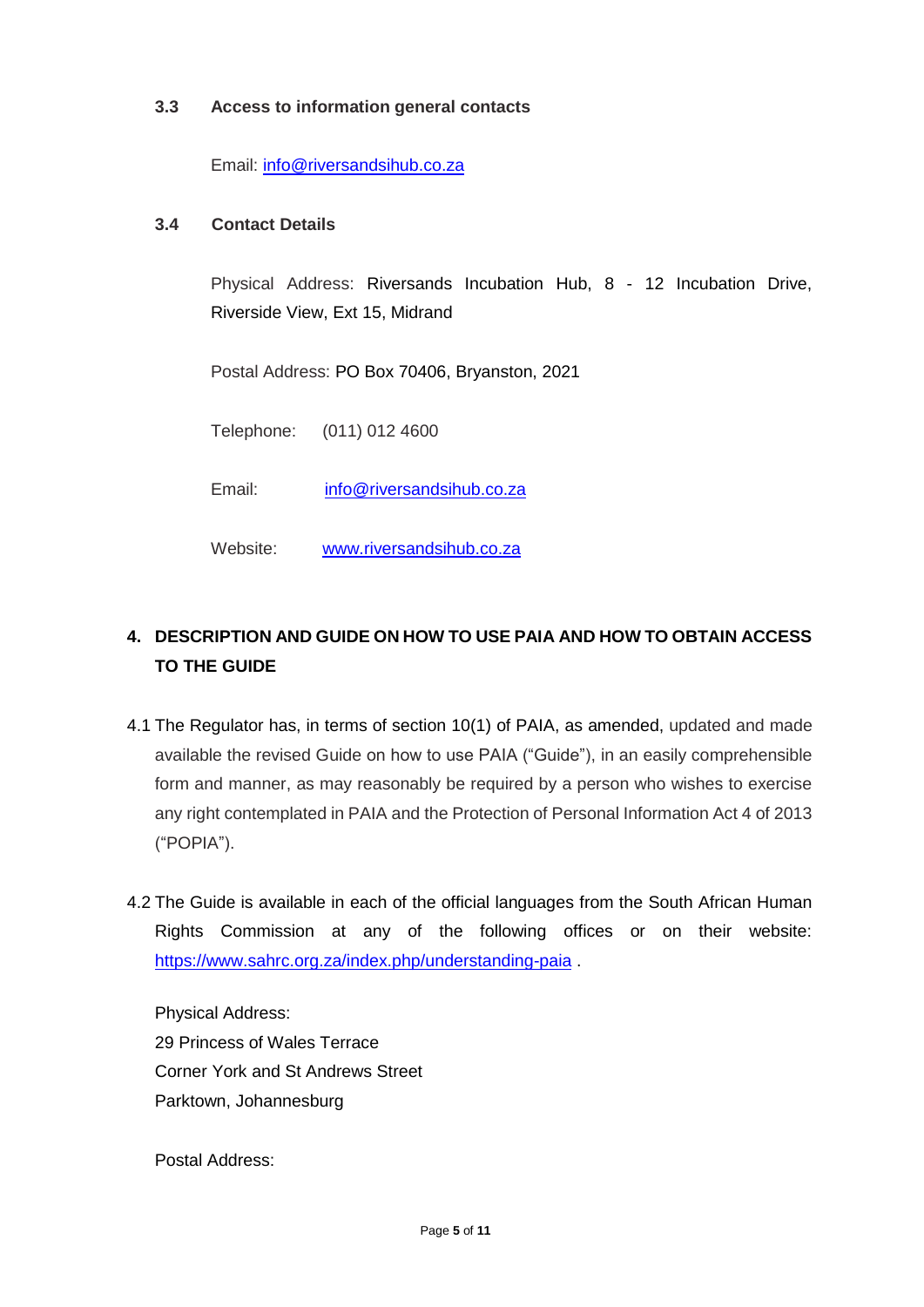### 3.3 Access to information general contacts

Email: info@riversandsihub.co.za

### 3.4 Contact Details

Physical Address: Riversands Incubation Hub, 8 - 12 Incubation Drive, Riverside View, Ext 15, Midrand

Postal Address: PO Box 70406, Bryanston, 2021

Telephone: (011) 012 4600

Email: info@riversandsihub.co.za

Website: www.riversandsihub.co.za

## 4. DESCRIPTION AND GUIDE ON HOW TO USE PAIA AND HOW TO OBTAIN ACCESS TO THE GUIDE

4.1 The Regulator has, in terms of section 10(1) of PAIA, as amended, updated and made available the revised Guide on how to use PAIA ("Guide"), in an easily comprehensible form and manner, as may reasonably be required by a person who wishes to exercise any right contemplated in PAIA and the Protection of Personal Information Act 4 of 2013 ("POPIA").

4.2 The Guide is available in each of the official languages from the South African Human Rights Commission at any of the following offices or on their website: https://www.sahrc.org.za/index.php/understanding-paia .

Physical Address:
29 Princess of Wales Terrace
Corner York and St Andrews Street
Parktown, Johannesburg

Postal Address: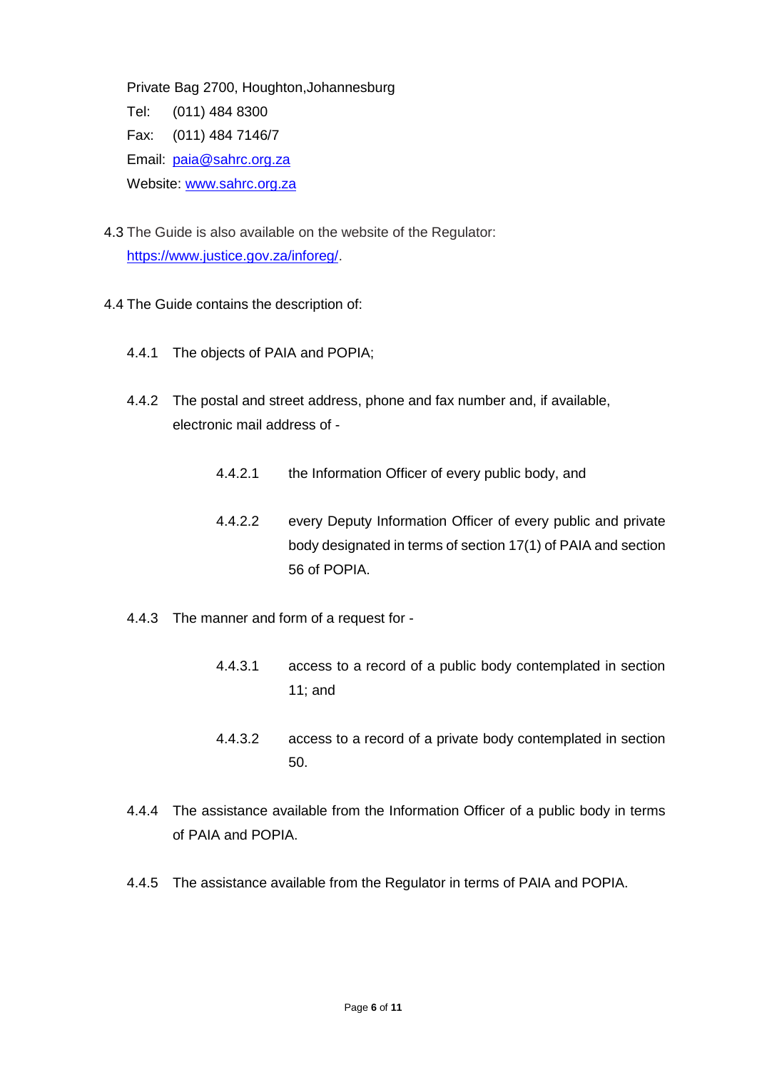Private Bag 2700, Houghton,Johannesburg

Tel: (011) 484 8300

Fax: (011) 484 7146/7

Email: paia@sahrc.org.za

Website: www.sahrc.org.za

4.3 The Guide is also available on the website of the Regulator: https://www.justice.gov.za/inforeg/.

4.4 The Guide contains the description of:

4.4.1 The objects of PAIA and POPIA;

4.4.2 The postal and street address, phone and fax number and, if available, electronic mail address of -

4.4.2.1 the Information Officer of every public body, and

4.4.2.2 every Deputy Information Officer of every public and private body designated in terms of section 17(1) of PAIA and section 56 of POPIA.

4.4.3 The manner and form of a request for -

4.4.3.1 access to a record of a public body contemplated in section 11; and

4.4.3.2 access to a record of a private body contemplated in section 50.

4.4.4 The assistance available from the Information Officer of a public body in terms of PAIA and POPIA.

4.4.5 The assistance available from the Regulator in terms of PAIA and POPIA.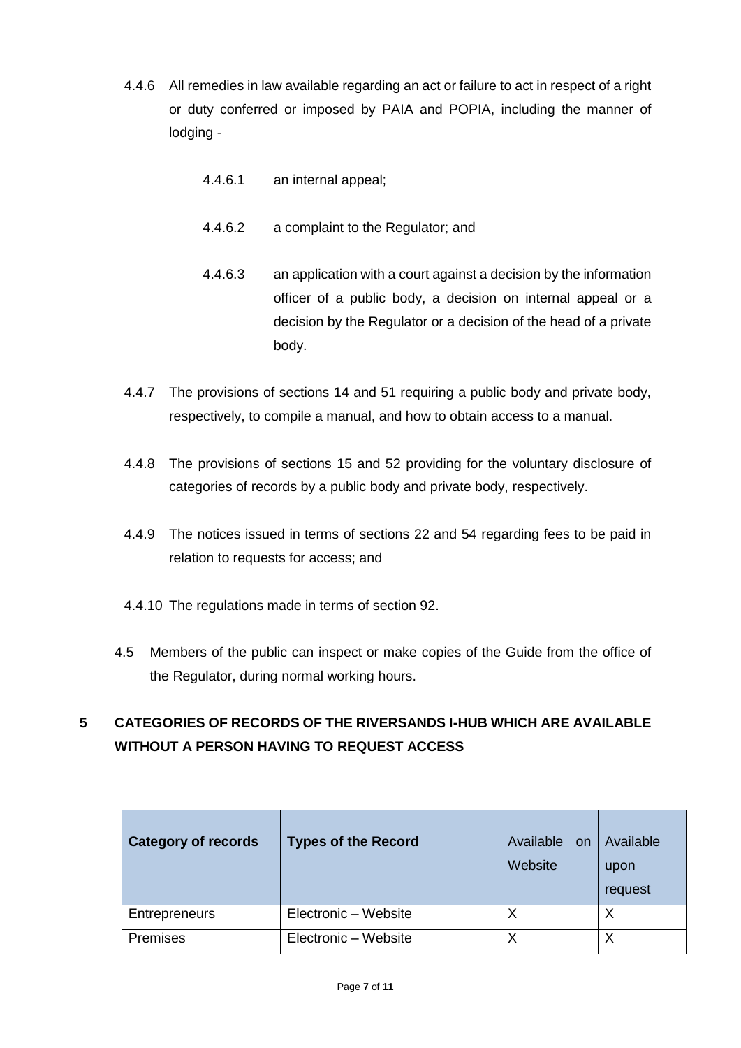4.4.6 All remedies in law available regarding an act or failure to act in respect of a right or duty conferred or imposed by PAIA and POPIA, including the manner of lodging -

4.4.6.1 an internal appeal;

4.4.6.2 a complaint to the Regulator; and

4.4.6.3 an application with a court against a decision by the information officer of a public body, a decision on internal appeal or a decision by the Regulator or a decision of the head of a private body.

4.4.7 The provisions of sections 14 and 51 requiring a public body and private body, respectively, to compile a manual, and how to obtain access to a manual.

4.4.8 The provisions of sections 15 and 52 providing for the voluntary disclosure of categories of records by a public body and private body, respectively.

4.4.9 The notices issued in terms of sections 22 and 54 regarding fees to be paid in relation to requests for access; and

4.4.10 The regulations made in terms of section 92.

4.5 Members of the public can inspect or make copies of the Guide from the office of the Regulator, during normal working hours.

## 5 CATEGORIES OF RECORDS OF THE RIVERSANDS I-HUB WHICH ARE AVAILABLE WITHOUT A PERSON HAVING TO REQUEST ACCESS

| Category of records | Types of the Record | Available on Website | Available upon request |
|---|---|---|---|
| Entrepreneurs | Electronic – Website | X | X |
| Premises | Electronic – Website | X | X |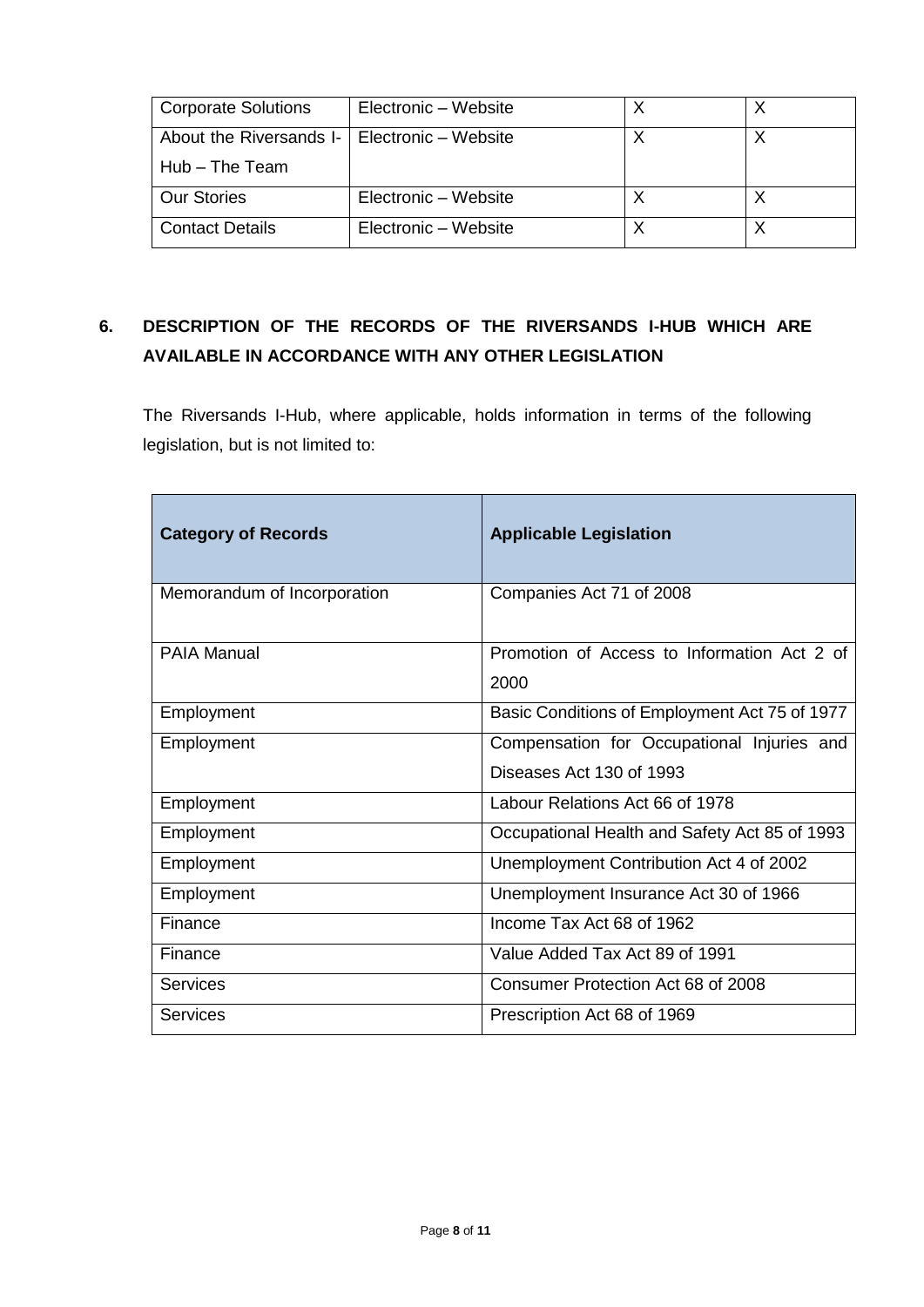| Corporate Solutions | Electronic – Website | X | X |
| --- | --- | --- | --- |
| About the Riversands I-Hub – The Team | Electronic – Website | X | X |
| Our Stories | Electronic – Website | X | X |
| Contact Details | Electronic – Website | X | X |

## 6. DESCRIPTION OF THE RECORDS OF THE RIVERSANDS I-HUB WHICH ARE AVAILABLE IN ACCORDANCE WITH ANY OTHER LEGISLATION

The Riversands I-Hub, where applicable, holds information in terms of the following legislation, but is not limited to:

| Category of Records | Applicable Legislation |
| --- | --- |
| Memorandum of Incorporation | Companies Act 71 of 2008 |
| PAIA Manual | Promotion of Access to Information Act 2 of 2000 |
| Employment | Basic Conditions of Employment Act 75 of 1977 |
| Employment | Compensation for Occupational Injuries and Diseases Act 130 of 1993 |
| Employment | Labour Relations Act 66 of 1978 |
| Employment | Occupational Health and Safety Act 85 of 1993 |
| Employment | Unemployment Contribution Act 4 of 2002 |
| Employment | Unemployment Insurance Act 30 of 1966 |
| Finance | Income Tax Act 68 of 1962 |
| Finance | Value Added Tax Act 89 of 1991 |
| Services | Consumer Protection Act 68 of 2008 |
| Services | Prescription Act 68 of 1969 |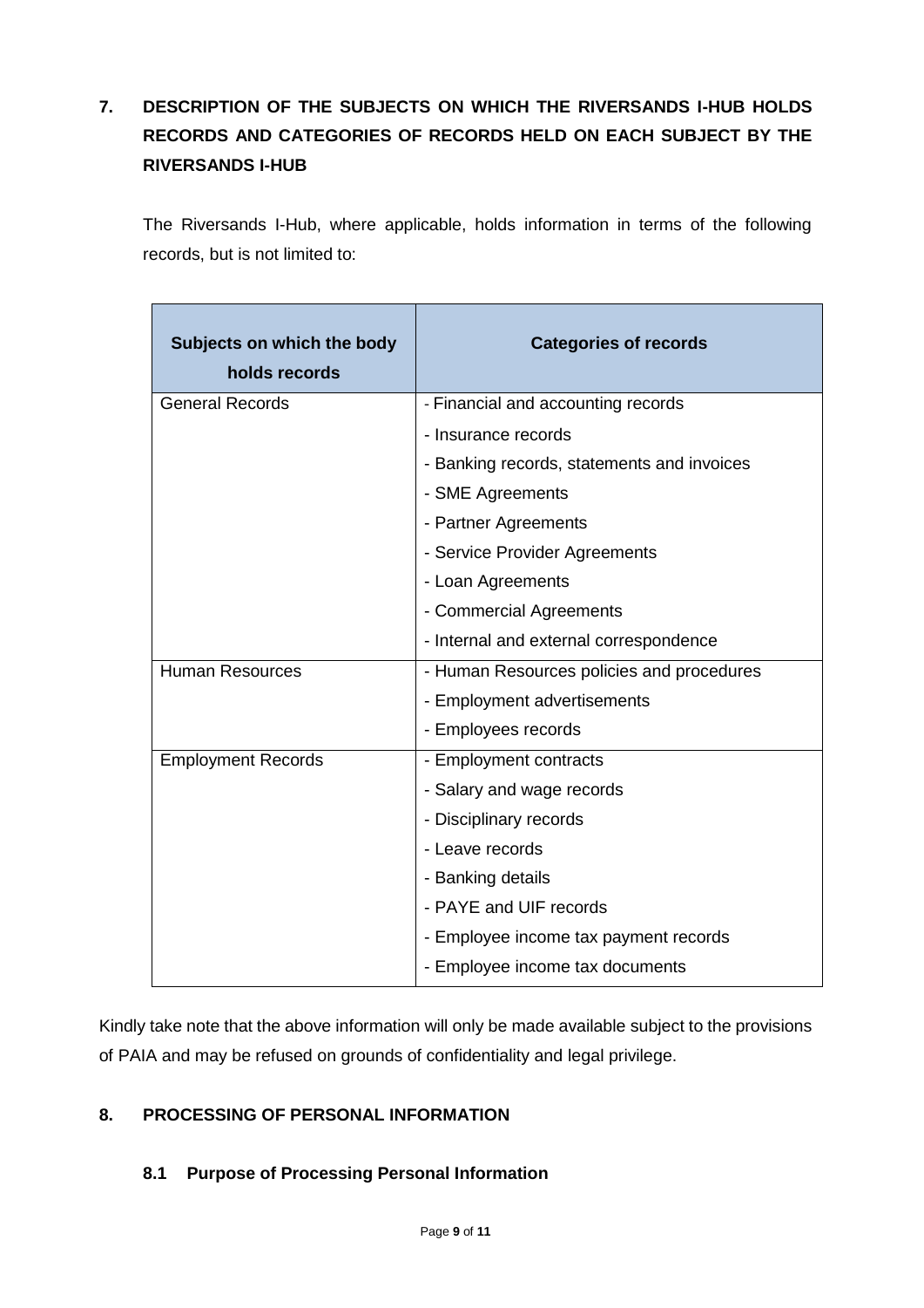## 7. DESCRIPTION OF THE SUBJECTS ON WHICH THE RIVERSANDS I-HUB HOLDS RECORDS AND CATEGORIES OF RECORDS HELD ON EACH SUBJECT BY THE RIVERSANDS I-HUB

The Riversands I-Hub, where applicable, holds information in terms of the following records, but is not limited to:

| Subjects on which the body holds records | Categories of records |
|---|---|
| General Records | - Financial and accounting records<br>- Insurance records<br>- Banking records, statements and invoices<br>- SME Agreements<br>- Partner Agreements<br>- Service Provider Agreements<br>- Loan Agreements<br>- Commercial Agreements<br>- Internal and external correspondence |
| Human Resources | - Human Resources policies and procedures<br>- Employment advertisements<br>- Employees records |
| Employment Records | - Employment contracts<br>- Salary and wage records<br>- Disciplinary records<br>- Leave records<br>- Banking details<br>- PAYE and UIF records<br>- Employee income tax payment records<br>- Employee income tax documents |

Kindly take note that the above information will only be made available subject to the provisions of PAIA and may be refused on grounds of confidentiality and legal privilege.

## 8. PROCESSING OF PERSONAL INFORMATION

### 8.1 Purpose of Processing Personal Information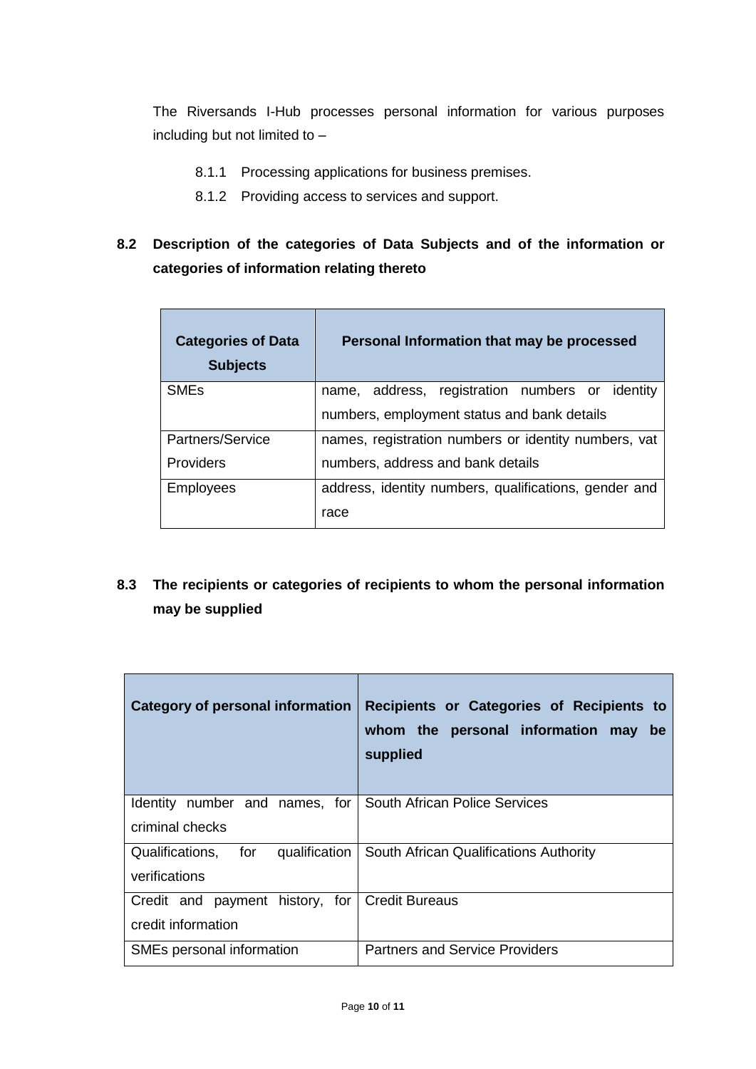The Riversands I-Hub processes personal information for various purposes including but not limited to –

8.1.1 Processing applications for business premises.

8.1.2 Providing access to services and support.

## 8.2 Description of the categories of Data Subjects and of the information or categories of information relating thereto

| Categories of Data Subjects | Personal Information that may be processed |
| --- | --- |
| SMEs | name, address, registration numbers or identity numbers, employment status and bank details |
| Partners/Service Providers | names, registration numbers or identity numbers, vat numbers, address and bank details |
| Employees | address, identity numbers, qualifications, gender and race |

## 8.3 The recipients or categories of recipients to whom the personal information may be supplied

| Category of personal information | Recipients or Categories of Recipients to whom the personal information may be supplied |
| --- | --- |
| Identity number and names, for criminal checks | South African Police Services |
| Qualifications, for qualification verifications | South African Qualifications Authority |
| Credit and payment history, for credit information | Credit Bureaus |
| SMEs personal information | Partners and Service Providers |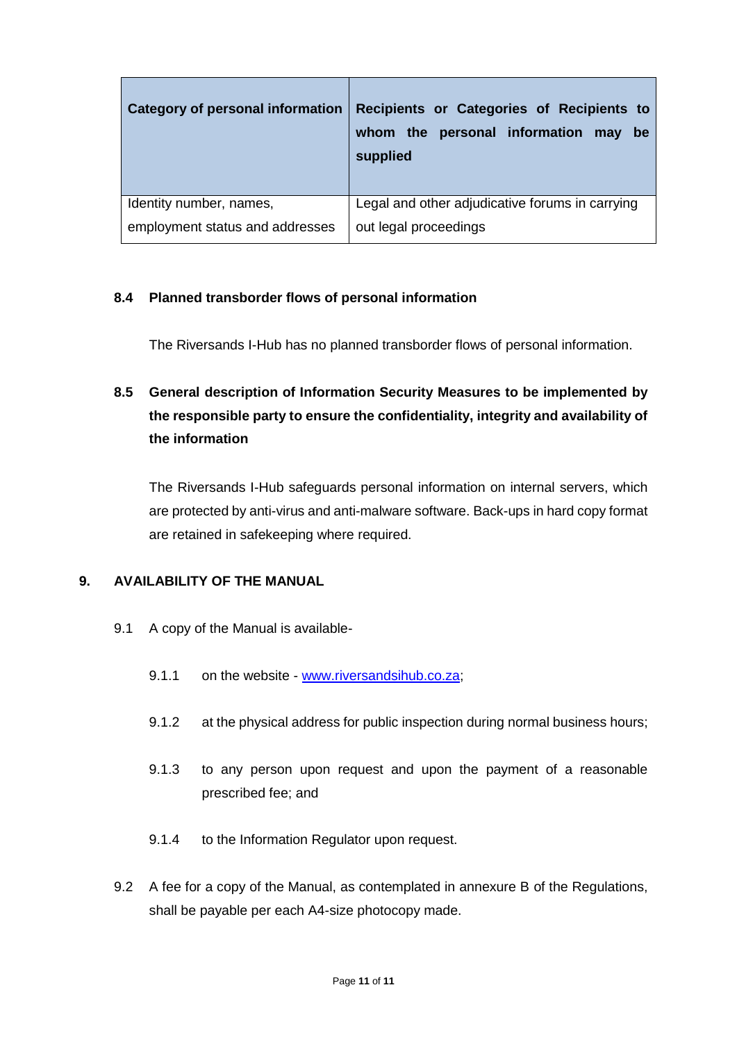| Category of personal information | Recipients or Categories of Recipients to whom the personal information may be supplied |
| --- | --- |
| Identity number, names, employment status and addresses | Legal and other adjudicative forums in carrying out legal proceedings |

### 8.4 Planned transborder flows of personal information

The Riversands I-Hub has no planned transborder flows of personal information.

### 8.5 General description of Information Security Measures to be implemented by the responsible party to ensure the confidentiality, integrity and availability of the information

The Riversands I-Hub safeguards personal information on internal servers, which are protected by anti-virus and anti-malware software. Back-ups in hard copy format are retained in safekeeping where required.

## 9. AVAILABILITY OF THE MANUAL

9.1 A copy of the Manual is available-

9.1.1 on the website - [www.riversandsihub.co.za](http://www.riversandsihub.co.za);

9.1.2 at the physical address for public inspection during normal business hours;

9.1.3 to any person upon request and upon the payment of a reasonable prescribed fee; and

9.1.4 to the Information Regulator upon request.

9.2 A fee for a copy of the Manual, as contemplated in annexure B of the Regulations, shall be payable per each A4-size photocopy made.